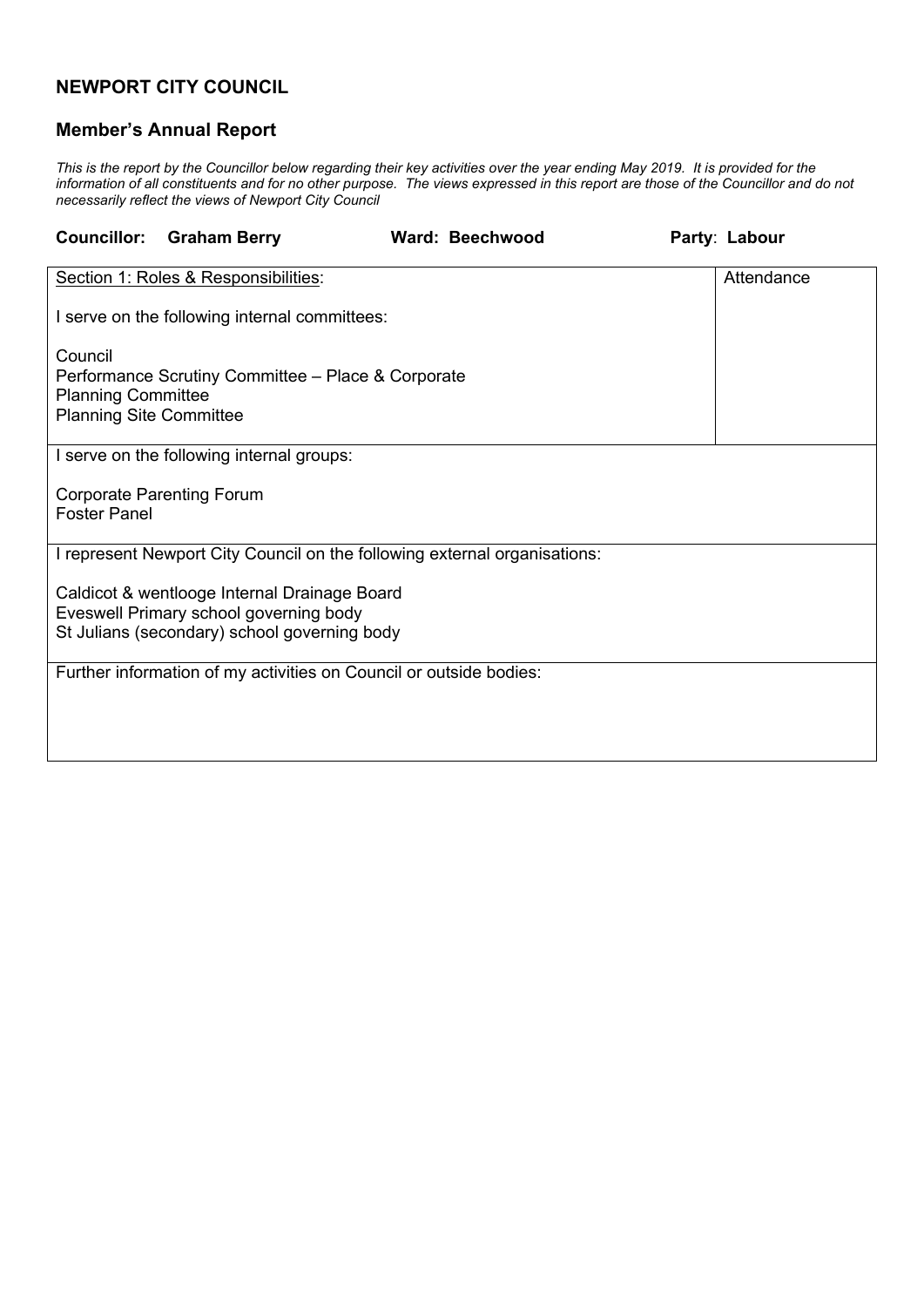## NEWPORT CITY COUNCIL

### Member's Annual Report

*This is the report by the Councillor below regarding their key activities over the year ending May 2019. It is provided for the information of all constituents and for no other purpose. The views expressed in this report are those of the Councillor and do not necessarily reflect the views of Newport City Council*

**Councillor: Graham Berry** **Ward: Beechwood** **Party: Labour**

| Section 1: Roles & Responsibilities:<br><br>I serve on the following internal committees:<br><br>Council<br>Performance Scrutiny Committee – Place & Corporate<br>Planning Committee<br>Planning Site Committee | Attendance |
|---|---|
| I serve on the following internal groups:<br><br>Corporate Parenting Forum<br>Foster Panel | |
| I represent Newport City Council on the following external organisations:<br><br>Caldicot & wentlooge Internal Drainage Board<br>Eveswell Primary school governing body<br>St Julians (secondary) school governing body | |
| Further information of my activities on Council or outside bodies: | |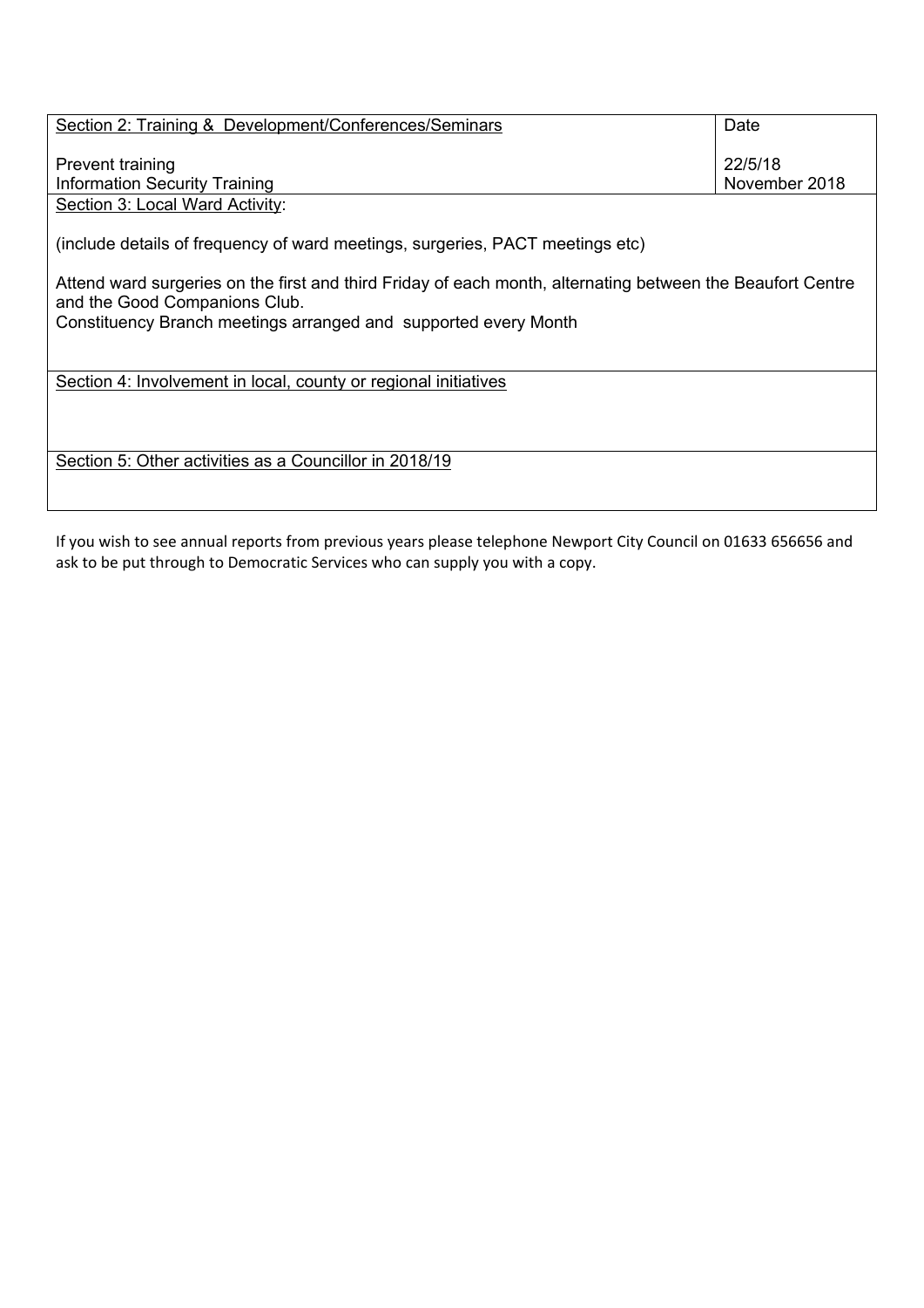| Section 2: Training & Development/Conferences/Seminars | Date |
|---|---|
| Prevent training<br>Information Security Training | 22/5/18<br>November 2018 |

**Section 3: Local Ward Activity:**

(include details of frequency of ward meetings, surgeries, PACT meetings etc)

Attend ward surgeries on the first and third Friday of each month, alternating between the Beaufort Centre and the Good Companions Club.
Constituency Branch meetings arranged and supported every Month

**Section 4: Involvement in local, county or regional initiatives**

**Section 5: Other activities as a Councillor in 2018/19**

If you wish to see annual reports from previous years please telephone Newport City Council on 01633 656656 and ask to be put through to Democratic Services who can supply you with a copy.